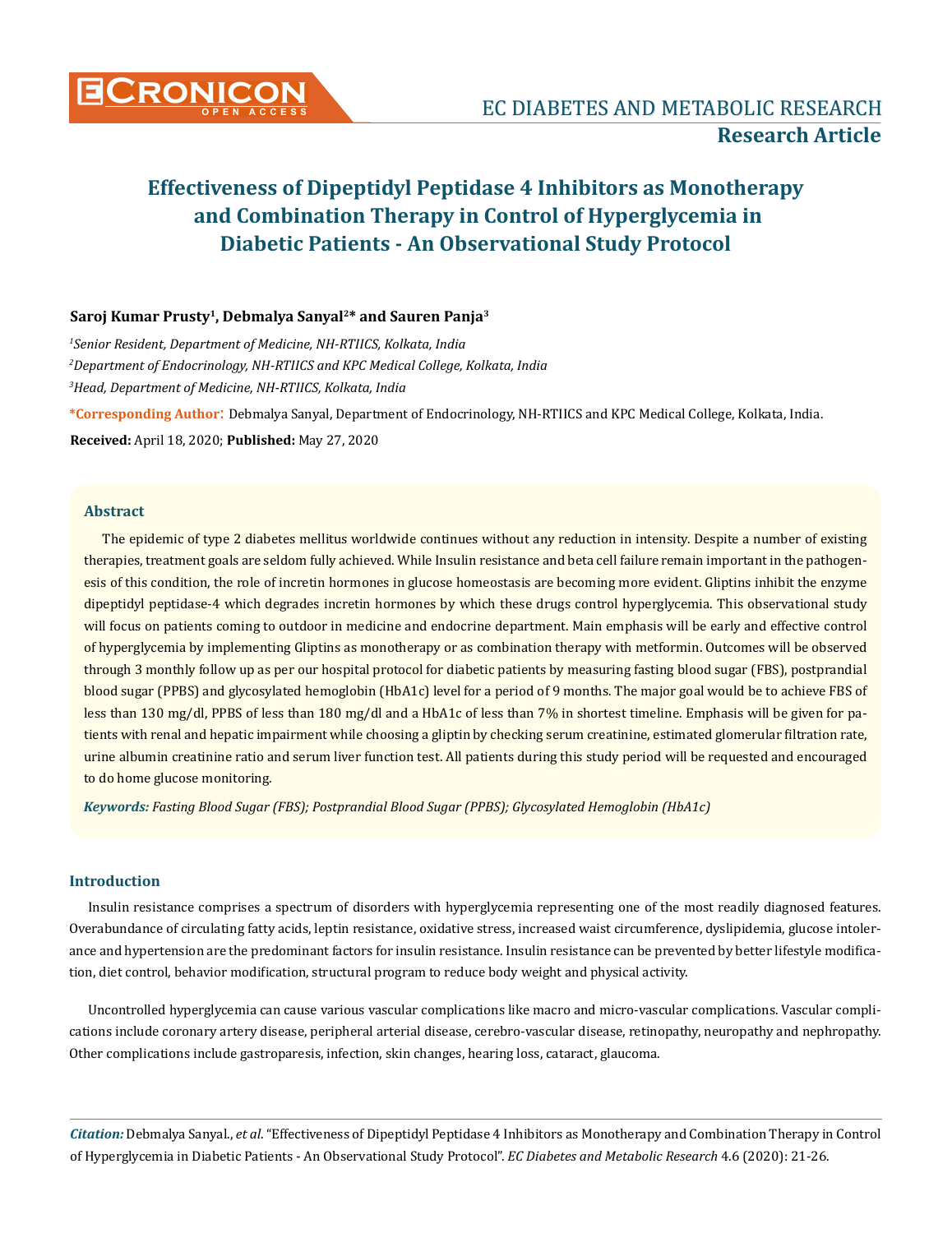# Effectiveness of Dipeptidyl Peptidase 4 Inhibitors as Monotherapy and Combination Therapy in Control of Hyperglycemia in Diabetic Patients - An Observational Study Protocol

**Saroj Kumar Prusty[1], Debmalya Sanyal[2]* and Sauren Panja[3]**

*[1]Senior Resident, Department of Medicine, NH-RTIICS, Kolkata, India*

*[2]Department of Endocrinology, NH-RTIICS and KPC Medical College, Kolkata, India*

*[3]Head, Department of Medicine, NH-RTIICS, Kolkata, India*

**\*Corresponding Author:** Debmalya Sanyal, Department of Endocrinology, NH-RTIICS and KPC Medical College, Kolkata, India.

**Received:** April 18, 2020; **Published:** May 27, 2020

## Abstract

The epidemic of type 2 diabetes mellitus worldwide continues without any reduction in intensity. Despite a number of existing therapies, treatment goals are seldom fully achieved. While Insulin resistance and beta cell failure remain important in the pathogenesis of this condition, the role of incretin hormones in glucose homeostasis is becoming more evident. Gliptins inhibit the enzyme dipeptidyl peptidase-4 which degrades incretin hormones by which these drugs control hyperglycemia. This observational study will focus on patients coming to outdoor in medicine and endocrine department. Main emphasis will be early and effective control of hyperglycemia by implementing Gliptins as monotherapy or as combination therapy with metformin. Outcomes will be observed through 3 monthly follow up as per our hospital protocol for diabetic patients by measuring fasting blood sugar (FBS), postprandial blood sugar (PPBS) and glycosylated hemoglobin (HbA1c) level for a period of 9 months. The major goal would be to achieve FBS of less than 130 mg/dl, PPBS of less than 180 mg/dl and a HbA1c of less than 7% in shortest timeline. Emphasis will be given for patients with renal and hepatic impairment while choosing a gliptin by checking serum creatinine, estimated glomerular filtration rate, urine albumin creatinine ratio and serum liver function test. All patients during this study period will be requested and encouraged to do home glucose monitoring.

***Keywords:*** *Fasting Blood Sugar (FBS); Postprandial Blood Sugar (PPBS); Glycosylated Hemoglobin (HbA1c)*

## Introduction

Insulin resistance comprises a spectrum of disorders with hyperglycemia representing one of the most readily diagnosed features. Overabundance of circulating fatty acids, leptin resistance, oxidative stress, increased waist circumference, dyslipidemia, glucose intolerance and hypertension are the predominant factors for insulin resistance. Insulin resistance can be prevented by better lifestyle modification, diet control, behavior modification, structural program to reduce body weight and physical activity.

Uncontrolled hyperglycemia can cause various vascular complications like macro and micro-vascular complications. Vascular complications include coronary artery disease, peripheral arterial disease, cerebro-vascular disease, retinopathy, neuropathy and nephropathy. Other complications include gastroparesis, infection, skin changes, hearing loss, cataract, glaucoma.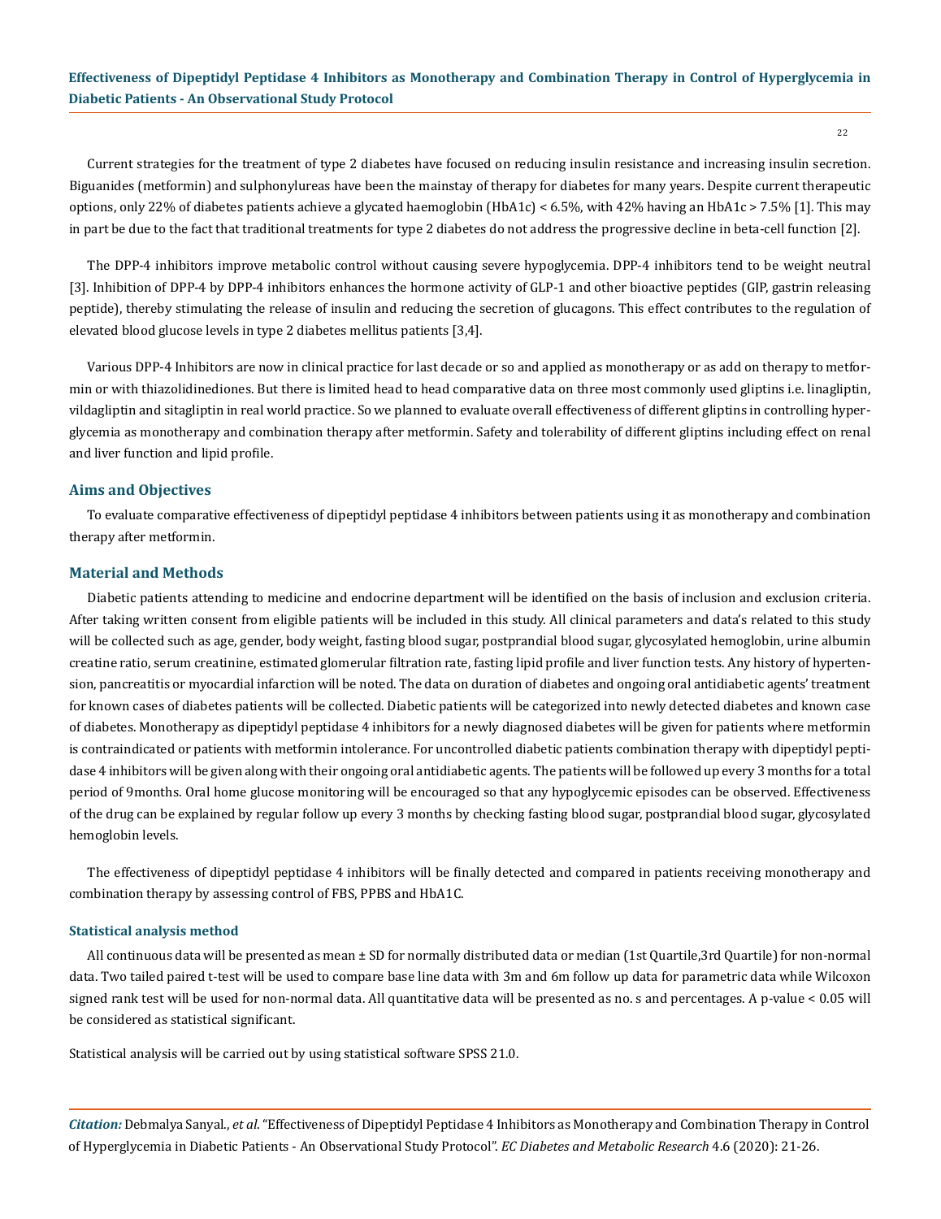Current strategies for the treatment of type 2 diabetes have focused on reducing insulin resistance and increasing insulin secretion. Biguanides (metformin) and sulphonylureas have been the mainstay of therapy for diabetes for many years. Despite current therapeutic options, only 22% of diabetes patients achieve a glycated haemoglobin (HbA1c) < 6.5%, with 42% having an HbA1c > 7.5% [1]. This may in part be due to the fact that traditional treatments for type 2 diabetes do not address the progressive decline in beta-cell function [2].

The DPP-4 inhibitors improve metabolic control without causing severe hypoglycemia. DPP-4 inhibitors tend to be weight neutral [3]. Inhibition of DPP-4 by DPP-4 inhibitors enhances the hormone activity of GLP-1 and other bioactive peptides (GIP, gastrin releasing peptide), thereby stimulating the release of insulin and reducing the secretion of glucagons. This effect contributes to the regulation of elevated blood glucose levels in type 2 diabetes mellitus patients [3,4].

Various DPP-4 Inhibitors are now in clinical practice for last decade or so and applied as monotherapy or as add on therapy to metformin or with thiazolidinediones. But there is limited head to head comparative data on three most commonly used gliptins i.e. linagliptin, vildagliptin and sitagliptin in real world practice. So we planned to evaluate overall effectiveness of different gliptins in controlling hyperglycemia as monotherapy and combination therapy after metformin. Safety and tolerability of different gliptins including effect on renal and liver function and lipid profile.

## Aims and Objectives

To evaluate comparative effectiveness of dipeptidyl peptidase 4 inhibitors between patients using it as monotherapy and combination therapy after metformin.

## Material and Methods

Diabetic patients attending to medicine and endocrine department will be identified on the basis of inclusion and exclusion criteria. After taking written consent from eligible patients will be included in this study. All clinical parameters and data's related to this study will be collected such as age, gender, body weight, fasting blood sugar, postprandial blood sugar, glycosylated hemoglobin, urine albumin creatine ratio, serum creatinine, estimated glomerular filtration rate, fasting lipid profile and liver function tests. Any history of hypertension, pancreatitis or myocardial infarction will be noted. The data on duration of diabetes and ongoing oral antidiabetic agents' treatment for known cases of diabetes patients will be collected. Diabetic patients will be categorized into newly detected diabetes and known case of diabetes. Monotherapy as dipeptidyl peptidase 4 inhibitors for a newly diagnosed diabetes will be given for patients where metformin is contraindicated or patients with metformin intolerance. For uncontrolled diabetic patients combination therapy with dipeptidyl peptidase 4 inhibitors will be given along with their ongoing oral antidiabetic agents. The patients will be followed up every 3 months for a total period of 9months. Oral home glucose monitoring will be encouraged so that any hypoglycemic episodes can be observed. Effectiveness of the drug can be explained by regular follow up every 3 months by checking fasting blood sugar, postprandial blood sugar, glycosylated hemoglobin levels.

The effectiveness of dipeptidyl peptidase 4 inhibitors will be finally detected and compared in patients receiving monotherapy and combination therapy by assessing control of FBS, PPBS and HbA1C.

### Statistical analysis method

All continuous data will be presented as mean ± SD for normally distributed data or median (1st Quartile,3rd Quartile) for non-normal data. Two tailed paired t-test will be used to compare base line data with 3m and 6m follow up data for parametric data while Wilcoxon signed rank test will be used for non-normal data. All quantitative data will be presented as no. s and percentages. A p-value < 0.05 will be considered as statistical significant.

Statistical analysis will be carried out by using statistical software SPSS 21.0.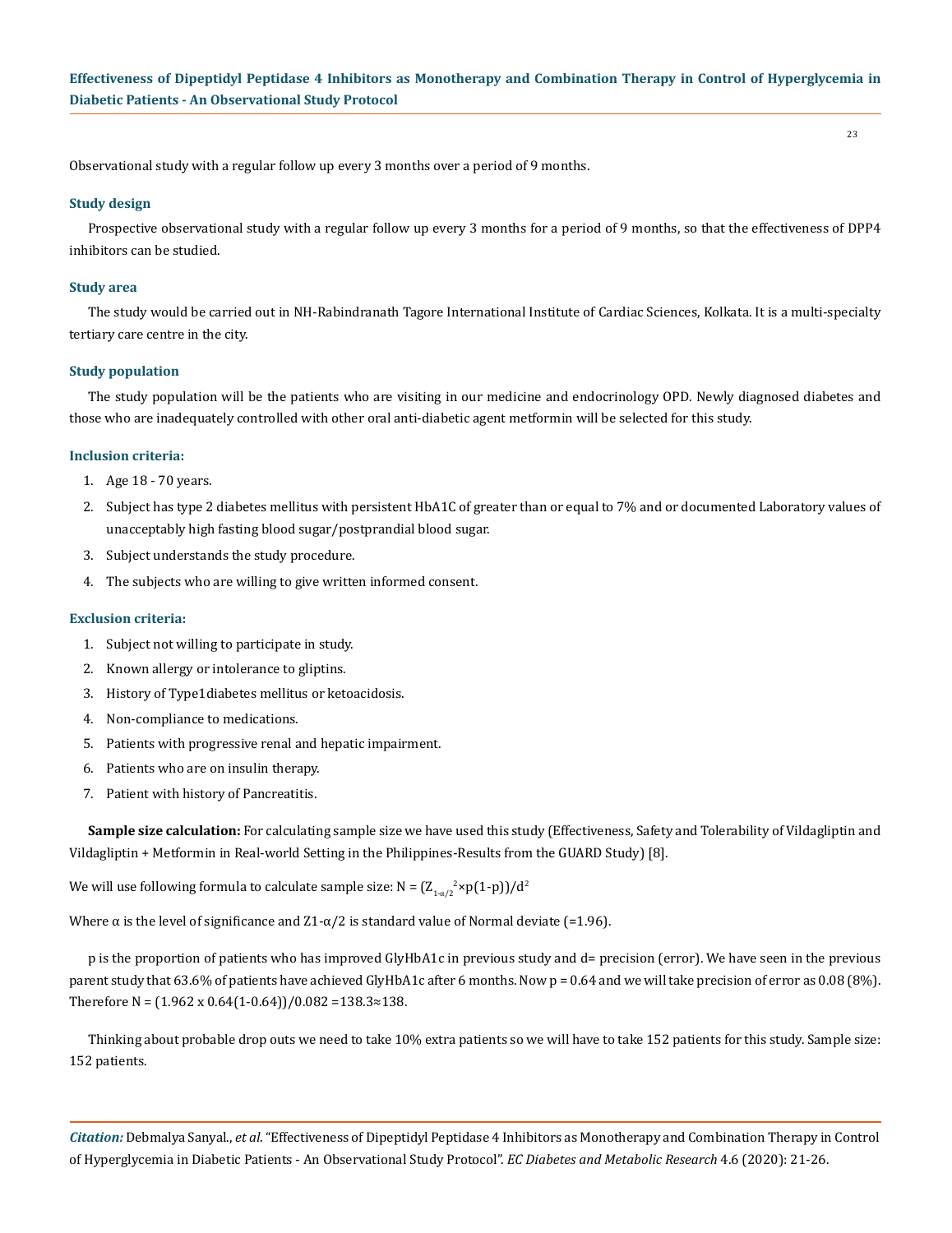Observational study with a regular follow up every 3 months over a period of 9 months.

### Study design

Prospective observational study with a regular follow up every 3 months for a period of 9 months, so that the effectiveness of DPP4 inhibitors can be studied.

### Study area

The study would be carried out in NH-Rabindranath Tagore International Institute of Cardiac Sciences, Kolkata. It is a multi-specialty tertiary care centre in the city.

### Study population

The study population will be the patients who are visiting in our medicine and endocrinology OPD. Newly diagnosed diabetes and those who are inadequately controlled with other oral anti-diabetic agent metformin will be selected for this study.

### Inclusion criteria:

1. Age 18 - 70 years.
2. Subject has type 2 diabetes mellitus with persistent HbA1C of greater than or equal to 7% and or documented Laboratory values of unacceptably high fasting blood sugar/postprandial blood sugar.
3. Subject understands the study procedure.
4. The subjects who are willing to give written informed consent.

### Exclusion criteria:

1. Subject not willing to participate in study.
2. Known allergy or intolerance to gliptins.
3. History of Type1diabetes mellitus or ketoacidosis.
4. Non-compliance to medications.
5. Patients with progressive renal and hepatic impairment.
6. Patients who are on insulin therapy.
7. Patient with history of Pancreatitis.

**Sample size calculation:** For calculating sample size we have used this study (Effectiveness, Safety and Tolerability of Vildagliptin and Vildagliptin + Metformin in Real-world Setting in the Philippines-Results from the GUARD Study) [8].

We will use following formula to calculate sample size: $N = (Z_{1-\alpha/2}^{2} \times p(1-p))/d^2$

Where α is the level of significance and $Z1-\alpha/2$ is standard value of Normal deviate (=1.96).

p is the proportion of patients who has improved GlyHbA1c in previous study and d= precision (error). We have seen in the previous parent study that 63.6% of patients have achieved GlyHbA1c after 6 months. Now p = 0.64 and we will take precision of error as 0.08 (8%). Therefore N = (1.962 x 0.64(1-0.64))/0.082 =138.3≈138.

Thinking about probable drop outs we need to take 10% extra patients so we will have to take 152 patients for this study. Sample size: 152 patients.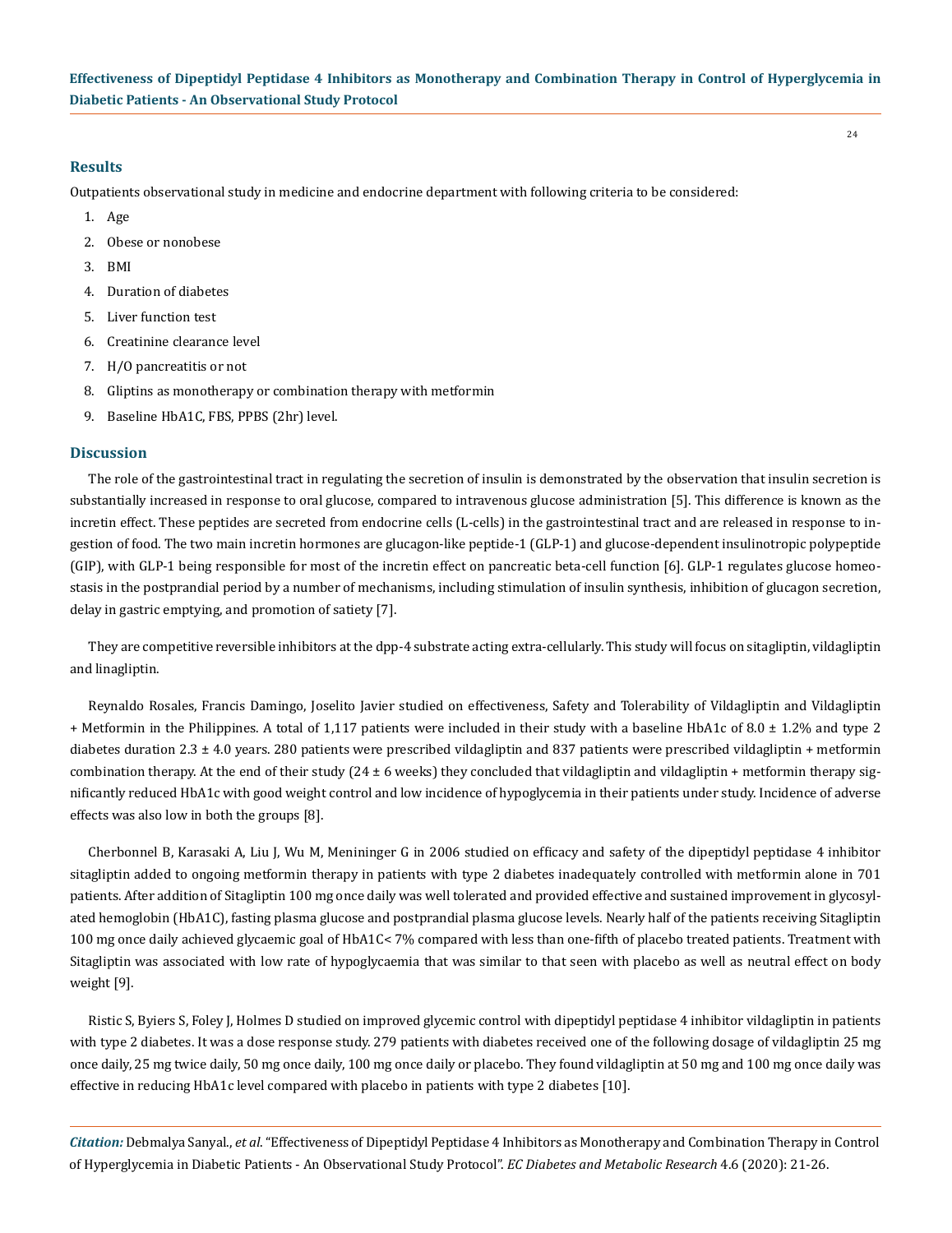## Results

Outpatients observational study in medicine and endocrine department with following criteria to be considered:

1. Age
2. Obese or nonobese
3. BMI
4. Duration of diabetes
5. Liver function test
6. Creatinine clearance level
7. H/O pancreatitis or not
8. Gliptins as monotherapy or combination therapy with metformin
9. Baseline HbA1C, FBS, PPBS (2hr) level.

## Discussion

The role of the gastrointestinal tract in regulating the secretion of insulin is demonstrated by the observation that insulin secretion is substantially increased in response to oral glucose, compared to intravenous glucose administration [5]. This difference is known as the incretin effect. These peptides are secreted from endocrine cells (L-cells) in the gastrointestinal tract and are released in response to ingestion of food. The two main incretin hormones are glucagon-like peptide-1 (GLP-1) and glucose-dependent insulinotropic polypeptide (GIP), with GLP-1 being responsible for most of the incretin effect on pancreatic beta-cell function [6]. GLP-1 regulates glucose homeostasis in the postprandial period by a number of mechanisms, including stimulation of insulin synthesis, inhibition of glucagon secretion, delay in gastric emptying, and promotion of satiety [7].

They are competitive reversible inhibitors at the dpp-4 substrate acting extra-cellularly. This study will focus on sitagliptin, vildagliptin and linagliptin.

Reynaldo Rosales, Francis Damingo, Joselito Javier studied on effectiveness, Safety and Tolerability of Vildagliptin and Vildagliptin + Metformin in the Philippines. A total of 1,117 patients were included in their study with a baseline HbA1c of 8.0 ± 1.2% and type 2 diabetes duration 2.3 ± 4.0 years. 280 patients were prescribed vildagliptin and 837 patients were prescribed vildagliptin + metformin combination therapy. At the end of their study (24 ± 6 weeks) they concluded that vildagliptin and vildagliptin + metformin therapy significantly reduced HbA1c with good weight control and low incidence of hypoglycemia in their patients under study. Incidence of adverse effects was also low in both the groups [8].

Cherbonnel B, Karasaki A, Liu J, Wu M, Menininger G in 2006 studied on efficacy and safety of the dipeptidyl peptidase 4 inhibitor sitagliptin added to ongoing metformin therapy in patients with type 2 diabetes inadequately controlled with metformin alone in 701 patients. After addition of Sitagliptin 100 mg once daily was well tolerated and provided effective and sustained improvement in glycosylated hemoglobin (HbA1C), fasting plasma glucose and postprandial plasma glucose levels. Nearly half of the patients receiving Sitagliptin 100 mg once daily achieved glycaemic goal of HbA1C< 7% compared with less than one-fifth of placebo treated patients. Treatment with Sitagliptin was associated with low rate of hypoglycaemia that was similar to that seen with placebo as well as neutral effect on body weight [9].

Ristic S, Byiers S, Foley J, Holmes D studied on improved glycemic control with dipeptidyl peptidase 4 inhibitor vildagliptin in patients with type 2 diabetes. It was a dose response study. 279 patients with diabetes received one of the following dosage of vildagliptin 25 mg once daily, 25 mg twice daily, 50 mg once daily, 100 mg once daily or placebo. They found vildagliptin at 50 mg and 100 mg once daily was effective in reducing HbA1c level compared with placebo in patients with type 2 diabetes [10].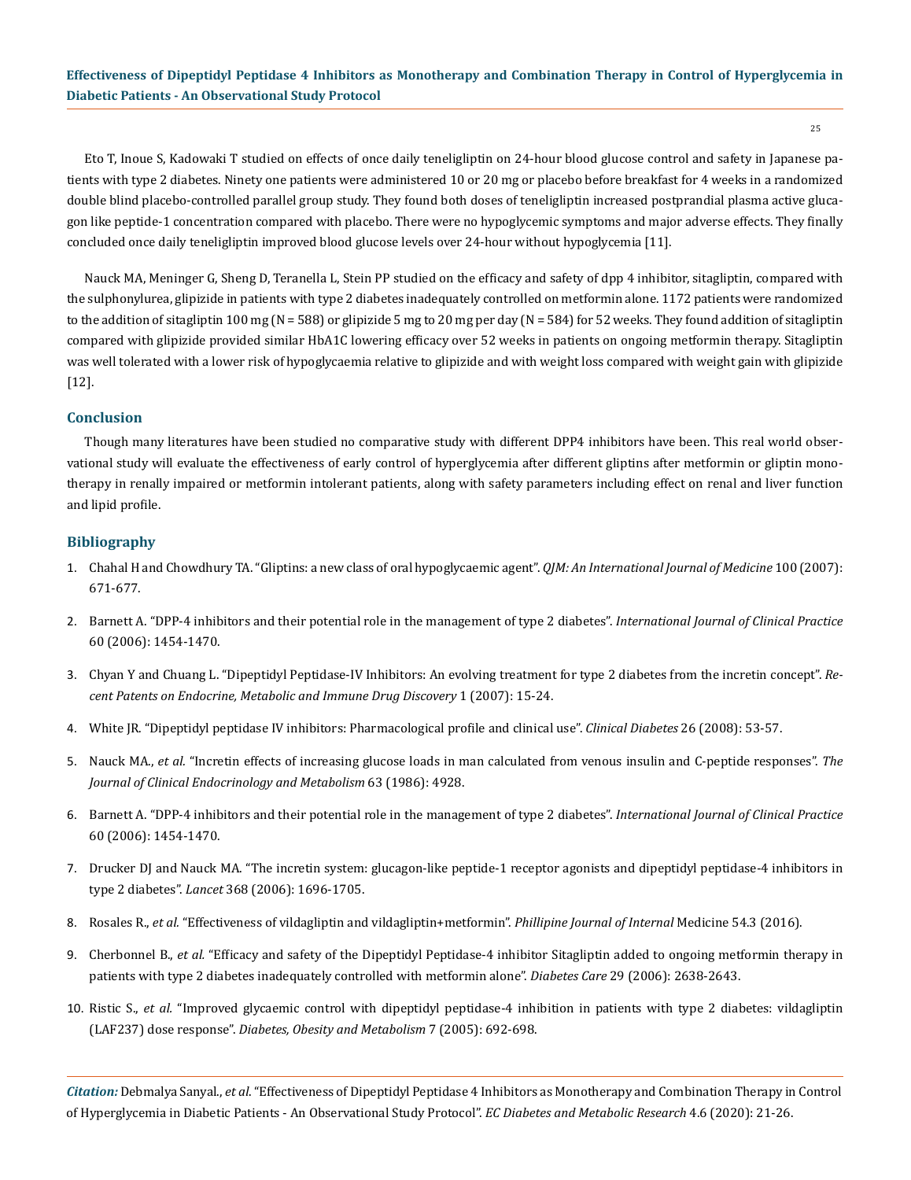Eto T, Inoue S, Kadowaki T studied on effects of once daily teneligliptin on 24-hour blood glucose control and safety in Japanese patients with type 2 diabetes. Ninety one patients were administered 10 or 20 mg or placebo before breakfast for 4 weeks in a randomized double blind placebo-controlled parallel group study. They found both doses of teneligliptin increased postprandial plasma active glucagon like peptide-1 concentration compared with placebo. There were no hypoglycemic symptoms and major adverse effects. They finally concluded once daily teneligliptin improved blood glucose levels over 24-hour without hypoglycemia [11].

Nauck MA, Meninger G, Sheng D, Teranella L, Stein PP studied on the efficacy and safety of dpp 4 inhibitor, sitagliptin, compared with the sulphonylurea, glipizide in patients with type 2 diabetes inadequately controlled on metformin alone. 1172 patients were randomized to the addition of sitagliptin 100 mg (N = 588) or glipizide 5 mg to 20 mg per day (N = 584) for 52 weeks. They found addition of sitagliptin compared with glipizide provided similar HbA1C lowering efficacy over 52 weeks in patients on ongoing metformin therapy. Sitagliptin was well tolerated with a lower risk of hypoglycaemia relative to glipizide and with weight loss compared with weight gain with glipizide [12].

## Conclusion

Though many literatures have been studied no comparative study with different DPP4 inhibitors have been. This real world observational study will evaluate the effectiveness of early control of hyperglycemia after different gliptins after metformin or gliptin monotherapy in renally impaired or metformin intolerant patients, along with safety parameters including effect on renal and liver function and lipid profile.

## Bibliography

1. Chahal H and Chowdhury TA. "Gliptins: a new class of oral hypoglycaemic agent". *QJM: An International Journal of Medicine* 100 (2007): 671-677.
2. Barnett A. "DPP-4 inhibitors and their potential role in the management of type 2 diabetes". *International Journal of Clinical Practice* 60 (2006): 1454-1470.
3. Chyan Y and Chuang L. "Dipeptidyl Peptidase-IV Inhibitors: An evolving treatment for type 2 diabetes from the incretin concept". *Recent Patents on Endocrine, Metabolic and Immune Drug Discovery* 1 (2007): 15-24.
4. White JR. "Dipeptidyl peptidase IV inhibitors: Pharmacological profile and clinical use". *Clinical Diabetes* 26 (2008): 53-57.
5. Nauck MA., *et al*. "Incretin effects of increasing glucose loads in man calculated from venous insulin and C-peptide responses". *The Journal of Clinical Endocrinology and Metabolism* 63 (1986): 4928.
6. Barnett A. "DPP-4 inhibitors and their potential role in the management of type 2 diabetes". *International Journal of Clinical Practice* 60 (2006): 1454-1470.
7. Drucker DJ and Nauck MA. "The incretin system: glucagon-like peptide-1 receptor agonists and dipeptidyl peptidase-4 inhibitors in type 2 diabetes". *Lancet* 368 (2006): 1696-1705.
8. Rosales R., *et al.* "Effectiveness of vildagliptin and vildagliptin+metformin". *Phillipine Journal of Internal* Medicine 54.3 (2016).
9. Cherbonnel B., *et al.* "Efficacy and safety of the Dipeptidyl Peptidase-4 inhibitor Sitagliptin added to ongoing metformin therapy in patients with type 2 diabetes inadequately controlled with metformin alone". *Diabetes Care* 29 (2006): 2638-2643.
10. Ristic S., *et al.* "Improved glycaemic control with dipeptidyl peptidase-4 inhibition in patients with type 2 diabetes: vildagliptin (LAF237) dose response". *Diabetes, Obesity and Metabolism* 7 (2005): 692-698.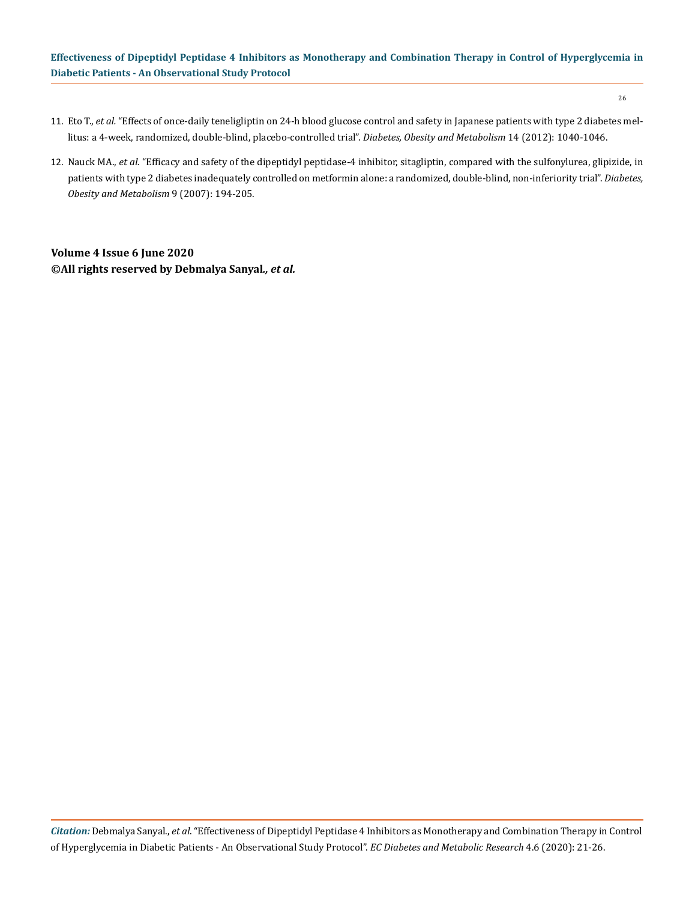11. Eto T., *et al.* "Effects of once-daily teneligliptin on 24-h blood glucose control and safety in Japanese patients with type 2 diabetes mellitus: a 4-week, randomized, double-blind, placebo-controlled trial". *Diabetes, Obesity and Metabolism* 14 (2012): 1040-1046.

12. Nauck MA., *et al.* "Efficacy and safety of the dipeptidyl peptidase-4 inhibitor, sitagliptin, compared with the sulfonylurea, glipizide, in patients with type 2 diabetes inadequately controlled on metformin alone: a randomized, double-blind, non-inferiority trial". *Diabetes, Obesity and Metabolism* 9 (2007): 194-205.

**Volume 4 Issue 6 June 2020**
**©All rights reserved by Debmalya Sanyal., *et al.***